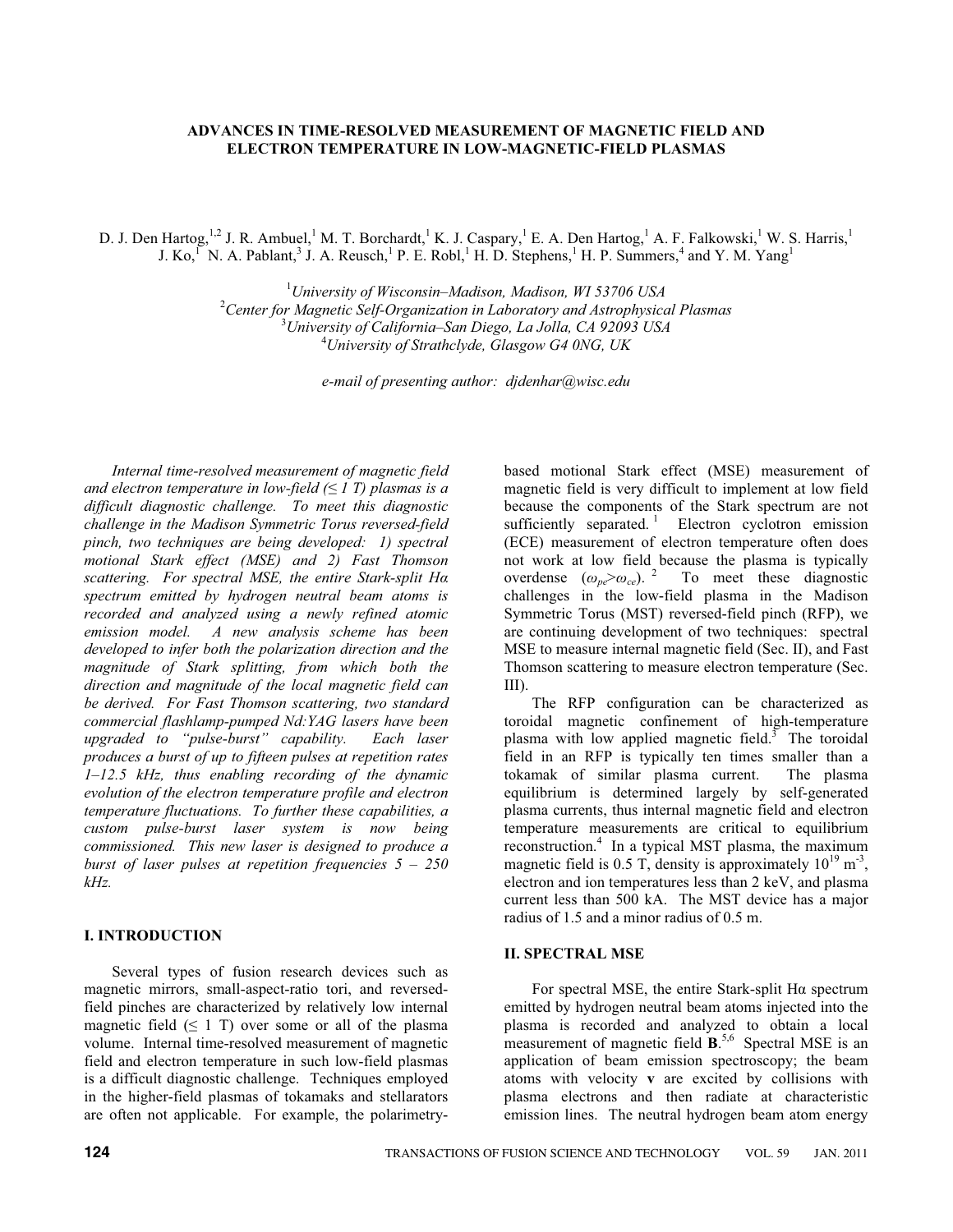# ADVANCES IN TIME-RESOLVED MEASUREMENT OF MAGNETIC FIELD AND ELECTRON TEMPERATURE IN LOW-MAGNETIC-FIELD PLASMAS

D. J. Den Hartog,[1,2] J. R. Ambuel,[1] M. T. Borchardt,[1] K. J. Caspary,[1] E. A. Den Hartog,[1] A. F. Falkowski,[1] W. S. Harris,[1] J. Ko,[1] N. A. Pablant,[3] J. A. Reusch,[1] P. E. Robl,[1] H. D. Stephens,[1] H. P. Summers,[4] and Y. M. Yang[1]

[1]*University of Wisconsin–Madison, Madison, WI 53706 USA*
[2]*Center for Magnetic Self-Organization in Laboratory and Astrophysical Plasmas*
[3]*University of California–San Diego, La Jolla, CA 92093 USA*
[4]*University of Strathclyde, Glasgow G4 0NG, UK*

*e-mail of presenting author: djdenhar@wisc.edu*

*Internal time-resolved measurement of magnetic field and electron temperature in low-field (≤ 1 T) plasmas is a difficult diagnostic challenge. To meet this diagnostic challenge in the Madison Symmetric Torus reversed-field pinch, two techniques are being developed: 1) spectral motional Stark effect (MSE) and 2) Fast Thomson scattering. For spectral MSE, the entire Stark-split Hα spectrum emitted by hydrogen neutral beam atoms is recorded and analyzed using a newly refined atomic emission model. A new analysis scheme has been developed to infer both the polarization direction and the magnitude of Stark splitting, from which both the direction and magnitude of the local magnetic field can be derived. For Fast Thomson scattering, two standard commercial flashlamp-pumped Nd:YAG lasers have been upgraded to "pulse-burst" capability. Each laser produces a burst of up to fifteen pulses at repetition rates 1–12.5 kHz, thus enabling recording of the dynamic evolution of the electron temperature profile and electron temperature fluctuations. To further these capabilities, a custom pulse-burst laser system is now being commissioned. This new laser is designed to produce a burst of laser pulses at repetition frequencies 5 – 250 kHz.*

## I. INTRODUCTION

Several types of fusion research devices such as magnetic mirrors, small-aspect-ratio tori, and reversed-field pinches are characterized by relatively low internal magnetic field (≤ 1 T) over some or all of the plasma volume. Internal time-resolved measurement of magnetic field and electron temperature in such low-field plasmas is a difficult diagnostic challenge. Techniques employed in the higher-field plasmas of tokamaks and stellarators are often not applicable. For example, the polarimetry-based motional Stark effect (MSE) measurement of magnetic field is very difficult to implement at low field because the components of the Stark spectrum are not sufficiently separated.[1] Electron cyclotron emission (ECE) measurement of electron temperature often does not work at low field because the plasma is typically overdense ($\omega_{pe}>\omega_{ce}$).[2] To meet these diagnostic challenges in the low-field plasma in the Madison Symmetric Torus (MST) reversed-field pinch (RFP), we are continuing development of two techniques: spectral MSE to measure internal magnetic field (Sec. II), and Fast Thomson scattering to measure electron temperature (Sec. III).

The RFP configuration can be characterized as toroidal magnetic confinement of high-temperature plasma with low applied magnetic field.[3] The toroidal field in an RFP is typically ten times smaller than a tokamak of similar plasma current. The plasma equilibrium is determined largely by self-generated plasma currents, thus internal magnetic field and electron temperature measurements are critical to equilibrium reconstruction.[4] In a typical MST plasma, the maximum magnetic field is 0.5 T, density is approximately $10^{19}$ m$^{-3}$, electron and ion temperatures less than 2 keV, and plasma current less than 500 kA. The MST device has a major radius of 1.5 and a minor radius of 0.5 m.

## II. SPECTRAL MSE

For spectral MSE, the entire Stark-split Hα spectrum emitted by hydrogen neutral beam atoms injected into the plasma is recorded and analyzed to obtain a local measurement of magnetic field **B**.[5,6] Spectral MSE is an application of beam emission spectroscopy; the beam atoms with velocity **v** are excited by collisions with plasma electrons and then radiate at characteristic emission lines. The neutral hydrogen beam atom energy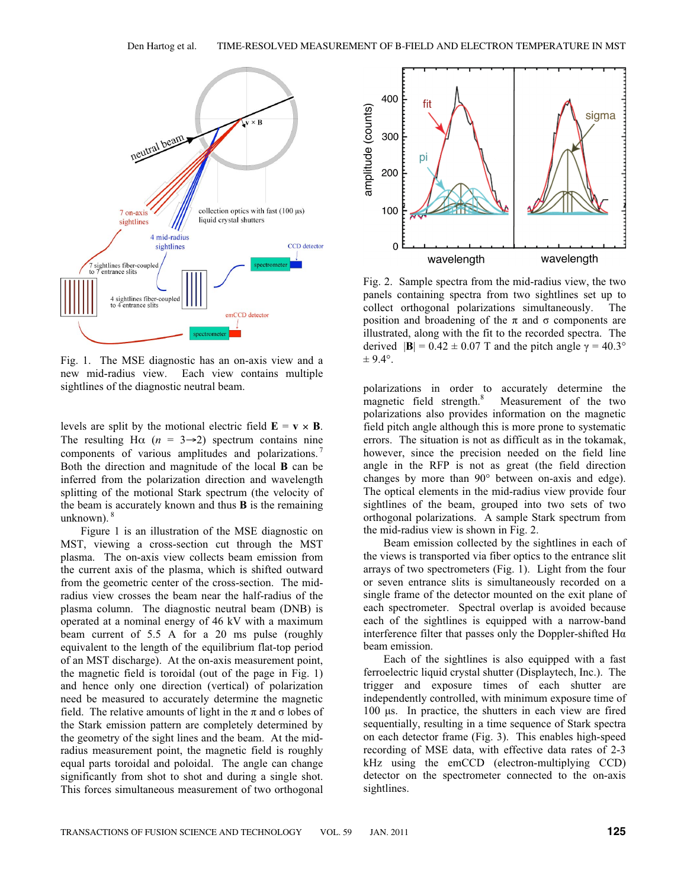Fig. 1. The MSE diagnostic has an on-axis view and a new mid-radius view. Each view contains multiple sightlines of the diagnostic neutral beam.

levels are split by the motional electric field $\mathbf{E} = \mathbf{v} \times \mathbf{B}$. The resulting H$\alpha$ ($n$ = 3→2) spectrum contains nine components of various amplitudes and polarizations.[7] Both the direction and magnitude of the local $\mathbf{B}$ can be inferred from the polarization direction and wavelength splitting of the motional Stark spectrum (the velocity of the beam is accurately known and thus $\mathbf{B}$ is the remaining unknown).[8]

Figure 1 is an illustration of the MSE diagnostic on MST, viewing a cross-section cut through the MST plasma. The on-axis view collects beam emission from the current axis of the plasma, which is shifted outward from the geometric center of the cross-section. The mid-radius view crosses the beam near the half-radius of the plasma column. The diagnostic neutral beam (DNB) is operated at a nominal energy of 46 kV with a maximum beam current of 5.5 A for a 20 ms pulse (roughly equivalent to the length of the equilibrium flat-top period of an MST discharge). At the on-axis measurement point, the magnetic field is toroidal (out of the page in Fig. 1) and hence only one direction (vertical) of polarization need be measured to accurately determine the magnetic field. The relative amounts of light in the $\pi$ and $\sigma$ lobes of the Stark emission pattern are completely determined by the geometry of the sight lines and the beam. At the mid-radius measurement point, the magnetic field is roughly equal parts toroidal and poloidal. The angle can change significantly from shot to shot and during a single shot. This forces simultaneous measurement of two orthogonal polarizations in order to accurately determine the magnetic field strength.[8] Measurement of the two polarizations also provides information on the magnetic field pitch angle although this is more prone to systematic errors. The situation is not as difficult as in the tokamak, however, since the precision needed on the field line angle in the RFP is not as great (the field direction changes by more than 90° between on-axis and edge). The optical elements in the mid-radius view provide four sightlines of the beam, grouped into two sets of two orthogonal polarizations. A sample Stark spectrum from the mid-radius view is shown in Fig. 2.

Fig. 2. Sample spectra from the mid-radius view, the two panels containing spectra from two sightlines set up to collect orthogonal polarizations simultaneously. The position and broadening of the $\pi$ and $\sigma$ components are illustrated, along with the fit to the recorded spectra. The derived $|\mathbf{B}| = 0.42 \pm 0.07$ T and the pitch angle $\gamma = 40.3° \pm 9.4°$.

Beam emission collected by the sightlines in each of the views is transported via fiber optics to the entrance slit arrays of two spectrometers (Fig. 1). Light from the four or seven entrance slits is simultaneously recorded on a single frame of the detector mounted on the exit plane of each spectrometer. Spectral overlap is avoided because each of the sightlines is equipped with a narrow-band interference filter that passes only the Doppler-shifted H$\alpha$ beam emission.

Each of the sightlines is also equipped with a fast ferroelectric liquid crystal shutter (Displaytech, Inc.). The trigger and exposure times of each shutter are independently controlled, with minimum exposure time of 100 µs. In practice, the shutters in each view are fired sequentially, resulting in a time sequence of Stark spectra on each detector frame (Fig. 3). This enables high-speed recording of MSE data, with effective data rates of 2-3 kHz using the emCCD (electron-multiplying CCD) detector on the spectrometer connected to the on-axis sightlines.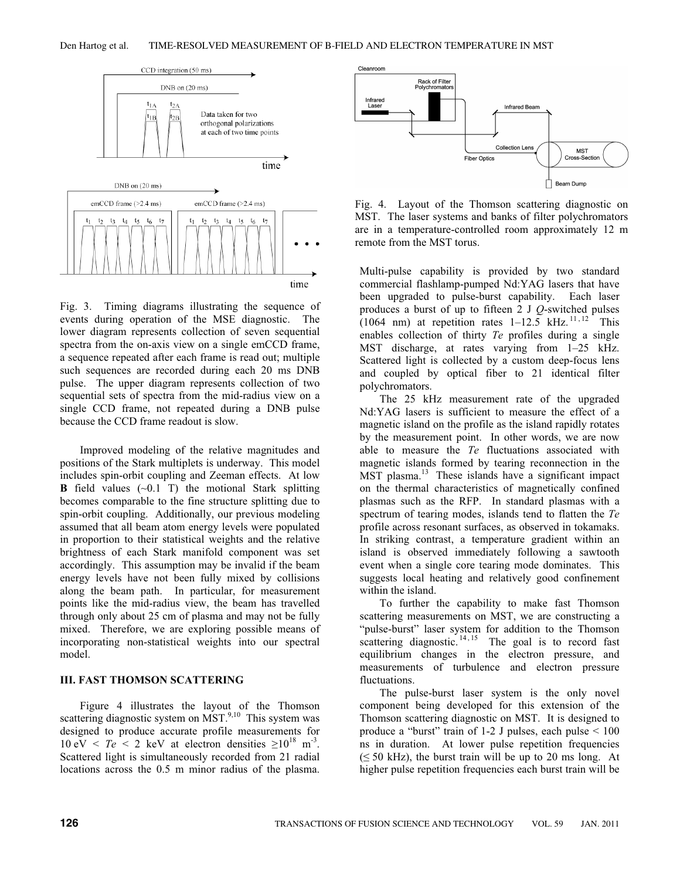Fig. 3. Timing diagrams illustrating the sequence of events during operation of the MSE diagnostic. The lower diagram represents collection of seven sequential spectra from the on-axis view on a single emCCD frame, a sequence repeated after each frame is read out; multiple such sequences are recorded during each 20 ms DNB pulse. The upper diagram represents collection of two sequential sets of spectra from the mid-radius view on a single CCD frame, not repeated during a DNB pulse because the CCD frame readout is slow.

Improved modeling of the relative magnitudes and positions of the Stark multiplets is underway. This model includes spin-orbit coupling and Zeeman effects. At low **B** field values (~0.1 T) the motional Stark splitting becomes comparable to the fine structure splitting due to spin-orbit coupling. Additionally, our previous modeling assumed that all beam atom energy levels were populated in proportion to their statistical weights and the relative brightness of each Stark manifold component was set accordingly. This assumption may be invalid if the beam energy levels have not been fully mixed by collisions along the beam path. In particular, for measurement points like the mid-radius view, the beam has travelled through only about 25 cm of plasma and may not be fully mixed. Therefore, we are exploring possible means of incorporating non-statistical weights into our spectral model.

## III. FAST THOMSON SCATTERING

Figure 4 illustrates the layout of the Thomson scattering diagnostic system on MST.[9,10] This system was designed to produce accurate profile measurements for 10 eV < *Te* < 2 keV at electron densities ≥$10^{18}$ m$^{-3}$. Scattered light is simultaneously recorded from 21 radial locations across the 0.5 m minor radius of the plasma.

Fig. 4. Layout of the Thomson scattering diagnostic on MST. The laser systems and banks of filter polychromators are in a temperature-controlled room approximately 12 m remote from the MST torus.

Multi-pulse capability is provided by two standard commercial flashlamp-pumped Nd:YAG lasers that have been upgraded to pulse-burst capability. Each laser produces a burst of up to fifteen 2 J *Q*-switched pulses (1064 nm) at repetition rates 1–12.5 kHz.[11,12] This enables collection of thirty *Te* profiles during a single MST discharge, at rates varying from 1–25 kHz. Scattered light is collected by a custom deep-focus lens and coupled by optical fiber to 21 identical filter polychromators.

The 25 kHz measurement rate of the upgraded Nd:YAG lasers is sufficient to measure the effect of a magnetic island on the profile as the island rapidly rotates by the measurement point. In other words, we are now able to measure the *Te* fluctuations associated with magnetic islands formed by tearing reconnection in the MST plasma.[13] These islands have a significant impact on the thermal characteristics of magnetically confined plasmas such as the RFP. In standard plasmas with a spectrum of tearing modes, islands tend to flatten the *Te* profile across resonant surfaces, as observed in tokamaks. In striking contrast, a temperature gradient within an island is observed immediately following a sawtooth event when a single core tearing mode dominates. This suggests local heating and relatively good confinement within the island.

To further the capability to make fast Thomson scattering measurements on MST, we are constructing a "pulse-burst" laser system for addition to the Thomson scattering diagnostic.[14,15] The goal is to record fast equilibrium changes in the electron pressure, and measurements of turbulence and electron pressure fluctuations.

The pulse-burst laser system is the only novel component being developed for this extension of the Thomson scattering diagnostic on MST. It is designed to produce a "burst" train of 1-2 J pulses, each pulse < 100 ns in duration. At lower pulse repetition frequencies (≤ 50 kHz), the burst train will be up to 20 ms long. At higher pulse repetition frequencies each burst train will be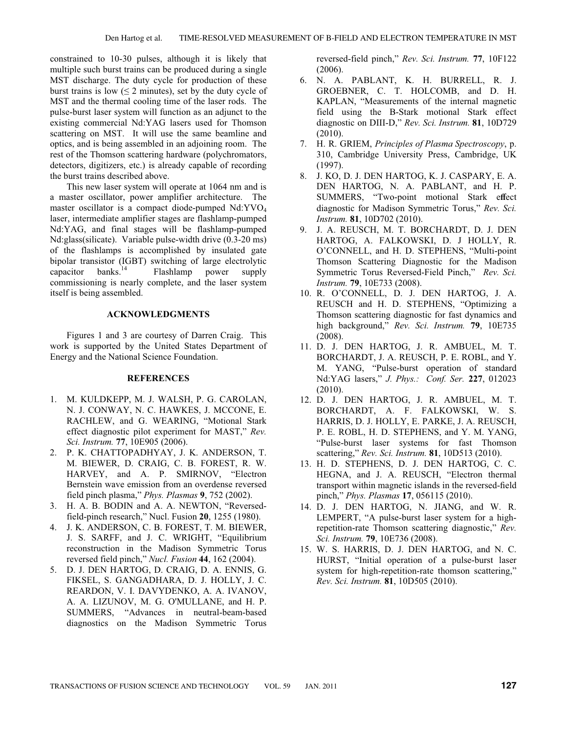constrained to 10-30 pulses, although it is likely that multiple such burst trains can be produced during a single MST discharge. The duty cycle for production of these burst trains is low ($\leq$ 2 minutes), set by the duty cycle of MST and the thermal cooling time of the laser rods. The pulse-burst laser system will function as an adjunct to the existing commercial Nd:YAG lasers used for Thomson scattering on MST. It will use the same beamline and optics, and is being assembled in an adjoining room. The rest of the Thomson scattering hardware (polychromators, detectors, digitizers, etc.) is already capable of recording the burst trains described above.

This new laser system will operate at 1064 nm and is a master oscillator, power amplifier architecture. The master oscillator is a compact diode-pumped Nd:$YVO_4$ laser, intermediate amplifier stages are flashlamp-pumped Nd:YAG, and final stages will be flashlamp-pumped Nd:glass(silicate). Variable pulse-width drive (0.3-20 ms) of the flashlamps is accomplished by insulated gate bipolar transistor (IGBT) switching of large electrolytic capacitor banks.[14] Flashlamp power supply commissioning is nearly complete, and the laser system itself is being assembled.

## ACKNOWLEDGMENTS

Figures 1 and 3 are courtesy of Darren Craig. This work is supported by the United States Department of Energy and the National Science Foundation.

## REFERENCES

1. M. KULDKEPP, M. J. WALSH, P. G. CAROLAN, N. J. CONWAY, N. C. HAWKES, J. MCCONE, E. RACHLEW, and G. WEARING, "Motional Stark effect diagnostic pilot experiment for MAST," *Rev. Sci. Instrum.* **77**, 10E905 (2006).
2. P. K. CHATTOPADHYAY, J. K. ANDERSON, T. M. BIEWER, D. CRAIG, C. B. FOREST, R. W. HARVEY, and A. P. SMIRNOV, "Electron Bernstein wave emission from an overdense reversed field pinch plasma," *Phys. Plasmas* **9**, 752 (2002).
3. H. A. B. BODIN and A. A. NEWTON, "Reversed-field-pinch research," Nucl. Fusion **20**, 1255 (1980).
4. J. K. ANDERSON, C. B. FOREST, T. M. BIEWER, J. S. SARFF, and J. C. WRIGHT, "Equilibrium reconstruction in the Madison Symmetric Torus reversed field pinch," *Nucl. Fusion* **44**, 162 (2004).
5. D. J. DEN HARTOG, D. CRAIG, D. A. ENNIS, G. FIKSEL, S. GANGADHARA, D. J. HOLLY, J. C. REARDON, V. I. DAVYDENKO, A. A. IVANOV, A. A. LIZUNOV, M. G. O'MULLANE, and H. P. SUMMERS, "Advances in neutral-beam-based diagnostics on the Madison Symmetric Torus reversed-field pinch," *Rev. Sci. Instrum.* **77**, 10F122 (2006).
6. N. A. PABLANT, K. H. BURRELL, R. J. GROEBNER, C. T. HOLCOMB, and D. H. KAPLAN, "Measurements of the internal magnetic field using the B-Stark motional Stark effect diagnostic on DIII-D," *Rev. Sci. Instrum.* **81**, 10D729 (2010).
7. H. R. GRIEM, *Principles of Plasma Spectroscopy*, p. 310, Cambridge University Press, Cambridge, UK (1997).
8. J. KO, D. J. DEN HARTOG, K. J. CASPARY, E. A. DEN HARTOG, N. A. PABLANT, and H. P. SUMMERS, "Two-point motional Stark effect diagnostic for Madison Symmetric Torus," *Rev. Sci. Instrum.* **81**, 10D702 (2010).
9. J. A. REUSCH, M. T. BORCHARDT, D. J. DEN HARTOG, A. FALKOWSKI, D. J HOLLY, R. O'CONNELL, and H. D. STEPHENS, "Multi-point Thomson Scattering Diagnostic for the Madison Symmetric Torus Reversed-Field Pinch," *Rev. Sci. Instrum.* **79**, 10E733 (2008).
10. R. O'CONNELL, D. J. DEN HARTOG, J. A. REUSCH and H. D. STEPHENS, "Optimizing a Thomson scattering diagnostic for fast dynamics and high background," *Rev. Sci. Instrum.* **79**, 10E735 (2008).
11. D. J. DEN HARTOG, J. R. AMBUEL, M. T. BORCHARDT, J. A. REUSCH, P. E. ROBL, and Y. M. YANG, "Pulse-burst operation of standard Nd:YAG lasers," *J. Phys.: Conf. Ser.* **227**, 012023 (2010).
12. D. J. DEN HARTOG, J. R. AMBUEL, M. T. BORCHARDT, A. F. FALKOWSKI, W. S. HARRIS, D. J. HOLLY, E. PARKE, J. A. REUSCH, P. E. ROBL, H. D. STEPHENS, and Y. M. YANG, "Pulse-burst laser systems for fast Thomson scattering," *Rev. Sci. Instrum.* **81**, 10D513 (2010).
13. H. D. STEPHENS, D. J. DEN HARTOG, C. C. HEGNA, and J. A. REUSCH, "Electron thermal transport within magnetic islands in the reversed-field pinch," *Phys. Plasmas* **17**, 056115 (2010).
14. D. J. DEN HARTOG, N. JIANG, and W. R. LEMPERT, "A pulse-burst laser system for a high-repetition-rate Thomson scattering diagnostic," *Rev. Sci. Instrum.* **79**, 10E736 (2008).
15. W. S. HARRIS, D. J. DEN HARTOG, and N. C. HURST, "Initial operation of a pulse-burst laser system for high-repetition-rate thomson scattering," *Rev. Sci. Instrum.* **81**, 10D505 (2010).